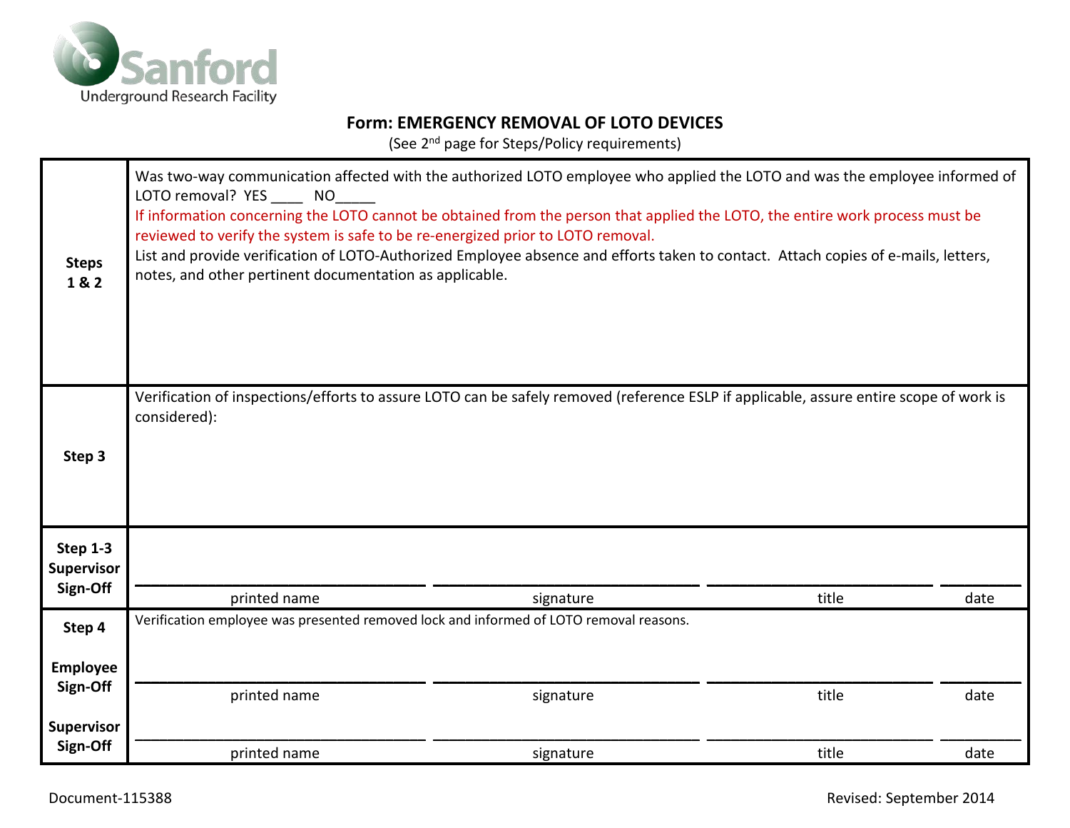Sanford Underground Research Facility

## Form: EMERGENCY REMOVAL OF LOTO DEVICES

(See 2nd page for Steps/Policy requirements)

| | |
|---|---|
| **Steps 1 & 2** | Was two-way communication affected with the authorized LOTO employee who applied the LOTO and was the employee informed of LOTO removal? YES ____ NO_____<br>If information concerning the LOTO cannot be obtained from the person that applied the LOTO, the entire work process must be reviewed to verify the system is safe to be re-energized prior to LOTO removal.<br>List and provide verification of LOTO-Authorized Employee absence and efforts taken to contact. Attach copies of e-mails, letters, notes, and other pertinent documentation as applicable. |
| **Step 3** | Verification of inspections/efforts to assure LOTO can be safely removed (reference ESLP if applicable, assure entire scope of work is considered): |
| **Step 1-3 Supervisor Sign-Off** | ________________ printed name ________________ signature ________________ title ________ date |
| **Step 4** | Verification employee was presented removed lock and informed of LOTO removal reasons. |
| **Employee Sign-Off** | ________________ printed name ________________ signature ________________ title ________ date |
| **Supervisor Sign-Off** | ________________ printed name ________________ signature ________________ title ________ date |

Document-115388

Revised: September 2014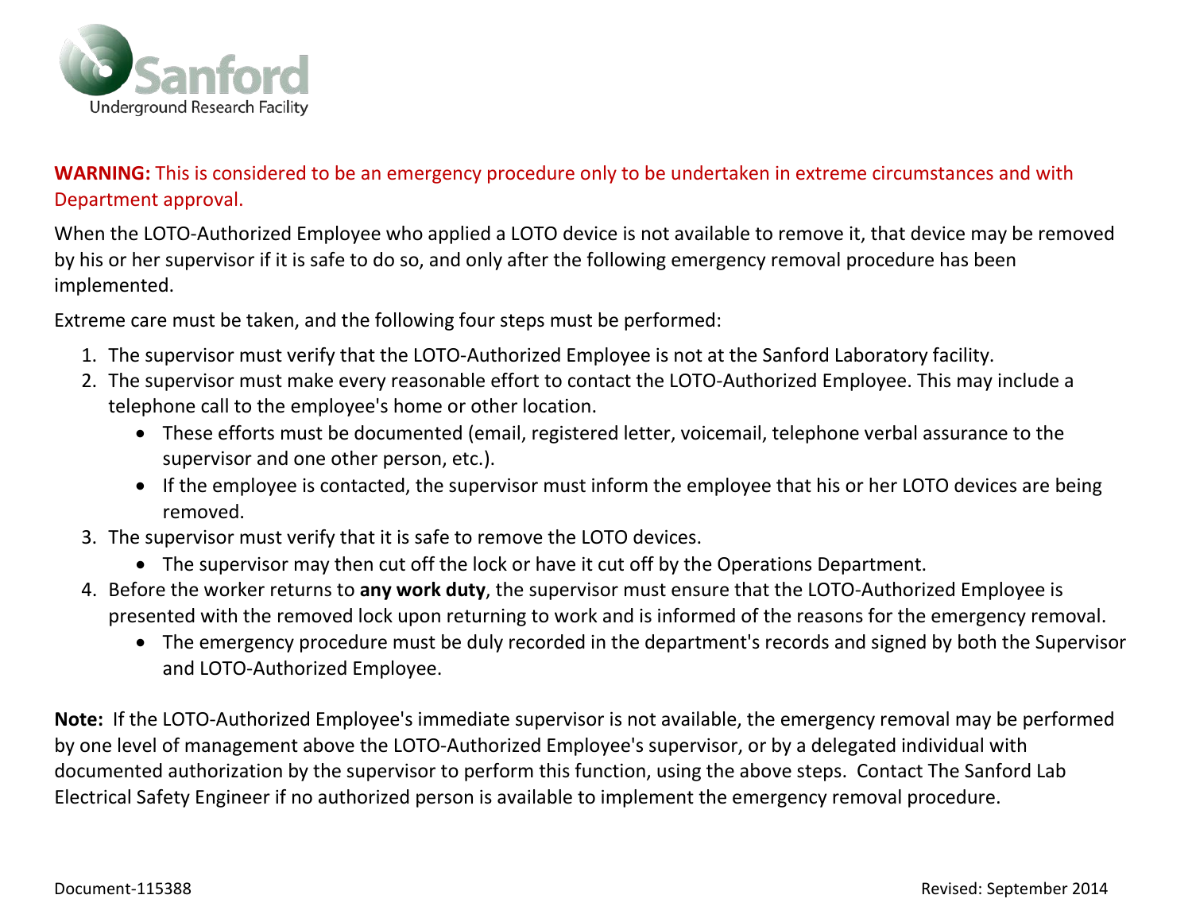Sanford Underground Research Facility

**WARNING:** This is considered to be an emergency procedure only to be undertaken in extreme circumstances and with Department approval.

When the LOTO-Authorized Employee who applied a LOTO device is not available to remove it, that device may be removed by his or her supervisor if it is safe to do so, and only after the following emergency removal procedure has been implemented.

Extreme care must be taken, and the following four steps must be performed:

1. The supervisor must verify that the LOTO-Authorized Employee is not at the Sanford Laboratory facility.
2. The supervisor must make every reasonable effort to contact the LOTO-Authorized Employee. This may include a telephone call to the employee's home or other location.
    - These efforts must be documented (email, registered letter, voicemail, telephone verbal assurance to the supervisor and one other person, etc.).
    - If the employee is contacted, the supervisor must inform the employee that his or her LOTO devices are being removed.
3. The supervisor must verify that it is safe to remove the LOTO devices.
    - The supervisor may then cut off the lock or have it cut off by the Operations Department.
4. Before the worker returns to **any work duty**, the supervisor must ensure that the LOTO-Authorized Employee is presented with the removed lock upon returning to work and is informed of the reasons for the emergency removal.
    - The emergency procedure must be duly recorded in the department's records and signed by both the Supervisor and LOTO-Authorized Employee.

**Note:** If the LOTO-Authorized Employee's immediate supervisor is not available, the emergency removal may be performed by one level of management above the LOTO-Authorized Employee's supervisor, or by a delegated individual with documented authorization by the supervisor to perform this function, using the above steps. Contact The Sanford Lab Electrical Safety Engineer if no authorized person is available to implement the emergency removal procedure.

Document-115388 Revised: September 2014